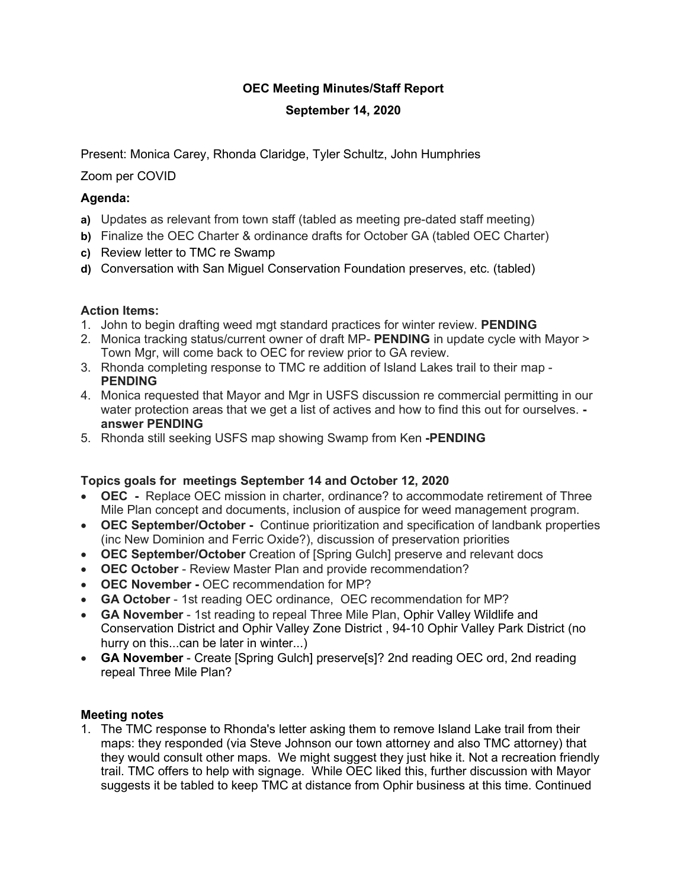# OEC Meeting Minutes/Staff Report

## September 14, 2020

Present: Monica Carey, Rhonda Claridge, Tyler Schultz, John Humphries

Zoom per COVID

### Agenda:

**a)** Updates as relevant from town staff (tabled as meeting pre-dated staff meeting)
**b)** Finalize the OEC Charter & ordinance drafts for October GA (tabled OEC Charter)
**c)** Review letter to TMC re Swamp
**d)** Conversation with San Miguel Conservation Foundation preserves, etc. (tabled)

### Action Items:

1. John to begin drafting weed mgt standard practices for winter review. **PENDING**
2. Monica tracking status/current owner of draft MP- **PENDING** in update cycle with Mayor > Town Mgr, will come back to OEC for review prior to GA review.
3. Rhonda completing response to TMC re addition of Island Lakes trail to their map - **PENDING**
4. Monica requested that Mayor and Mgr in USFS discussion re commercial permitting in our water protection areas that we get a list of actives and how to find this out for ourselves. **- answer PENDING**
5. Rhonda still seeking USFS map showing Swamp from Ken **-PENDING**

### Topics goals for meetings September 14 and October 12, 2020

- **OEC -** Replace OEC mission in charter, ordinance? to accommodate retirement of Three Mile Plan concept and documents, inclusion of auspice for weed management program.
- **OEC September/October -** Continue prioritization and specification of landbank properties (inc New Dominion and Ferric Oxide?), discussion of preservation priorities
- **OEC September/October** Creation of [Spring Gulch] preserve and relevant docs
- **OEC October** - Review Master Plan and provide recommendation?
- **OEC November -** OEC recommendation for MP?
- **GA October** - 1st reading OEC ordinance, OEC recommendation for MP?
- **GA November** - 1st reading to repeal Three Mile Plan, Ophir Valley Wildlife and Conservation District and Ophir Valley Zone District , 94-10 Ophir Valley Park District (no hurry on this...can be later in winter...)
- **GA November** - Create [Spring Gulch] preserve[s]? 2nd reading OEC ord, 2nd reading repeal Three Mile Plan?

### Meeting notes

1. The TMC response to Rhonda's letter asking them to remove Island Lake trail from their maps: they responded (via Steve Johnson our town attorney and also TMC attorney) that they would consult other maps. We might suggest they just hike it. Not a recreation friendly trail. TMC offers to help with signage. While OEC liked this, further discussion with Mayor suggests it be tabled to keep TMC at distance from Ophir business at this time. Continued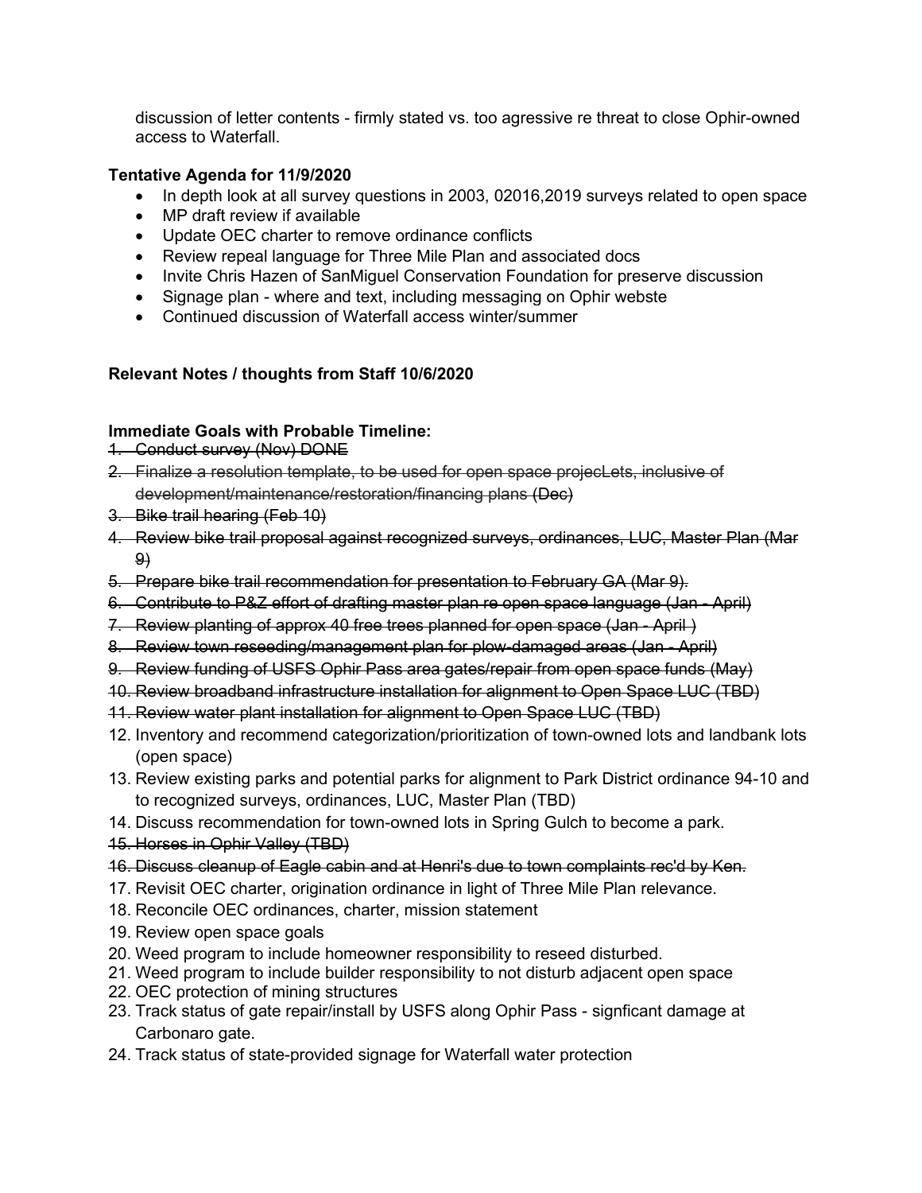discussion of letter contents - firmly stated vs. too agressive re threat to close Ophir-owned access to Waterfall.

**Tentative Agenda for 11/9/2020**

- In depth look at all survey questions in 2003, 02016,2019 surveys related to open space
- MP draft review if available
- Update OEC charter to remove ordinance conflicts
- Review repeal language for Three Mile Plan and associated docs
- Invite Chris Hazen of SanMiguel Conservation Foundation for preserve discussion
- Signage plan - where and text, including messaging on Ophir webste
- Continued discussion of Waterfall access winter/summer

**Relevant Notes / thoughts from Staff 10/6/2020**

**Immediate Goals with Probable Timeline:**

1. ~~Conduct survey (Nov) DONE~~
2. ~~Finalize a resolution template, to be used for open space projecLets, inclusive of development/maintenance/restoration/financing plans (Dec)~~
3. ~~Bike trail hearing (Feb 10)~~
4. ~~Review bike trail proposal against recognized surveys, ordinances, LUC, Master Plan (Mar 9)~~
5. ~~Prepare bike trail recommendation for presentation to February GA (Mar 9).~~
6. ~~Contribute to P&Z effort of drafting master plan re open space language (Jan - April)~~
7. ~~Review planting of approx 40 free trees planned for open space (Jan - April )~~
8. ~~Review town reseeding/management plan for plow-damaged areas (Jan - April)~~
9. ~~Review funding of USFS Ophir Pass area gates/repair from open space funds (May)~~
10. ~~Review broadband infrastructure installation for alignment to Open Space LUC (TBD)~~
11. ~~Review water plant installation for alignment to Open Space LUC (TBD)~~
12. Inventory and recommend categorization/prioritization of town-owned lots and landbank lots (open space)
13. Review existing parks and potential parks for alignment to Park District ordinance 94-10 and to recognized surveys, ordinances, LUC, Master Plan (TBD)
14. Discuss recommendation for town-owned lots in Spring Gulch to become a park.
15. ~~Horses in Ophir Valley (TBD)~~
16. ~~Discuss cleanup of Eagle cabin and at Henri's due to town complaints rec'd by Ken.~~
17. Revisit OEC charter, origination ordinance in light of Three Mile Plan relevance.
18. Reconcile OEC ordinances, charter, mission statement
19. Review open space goals
20. Weed program to include homeowner responsibility to reseed disturbed.
21. Weed program to include builder responsibility to not disturb adjacent open space
22. OEC protection of mining structures
23. Track status of gate repair/install by USFS along Ophir Pass - signficant damage at Carbonaro gate.
24. Track status of state-provided signage for Waterfall water protection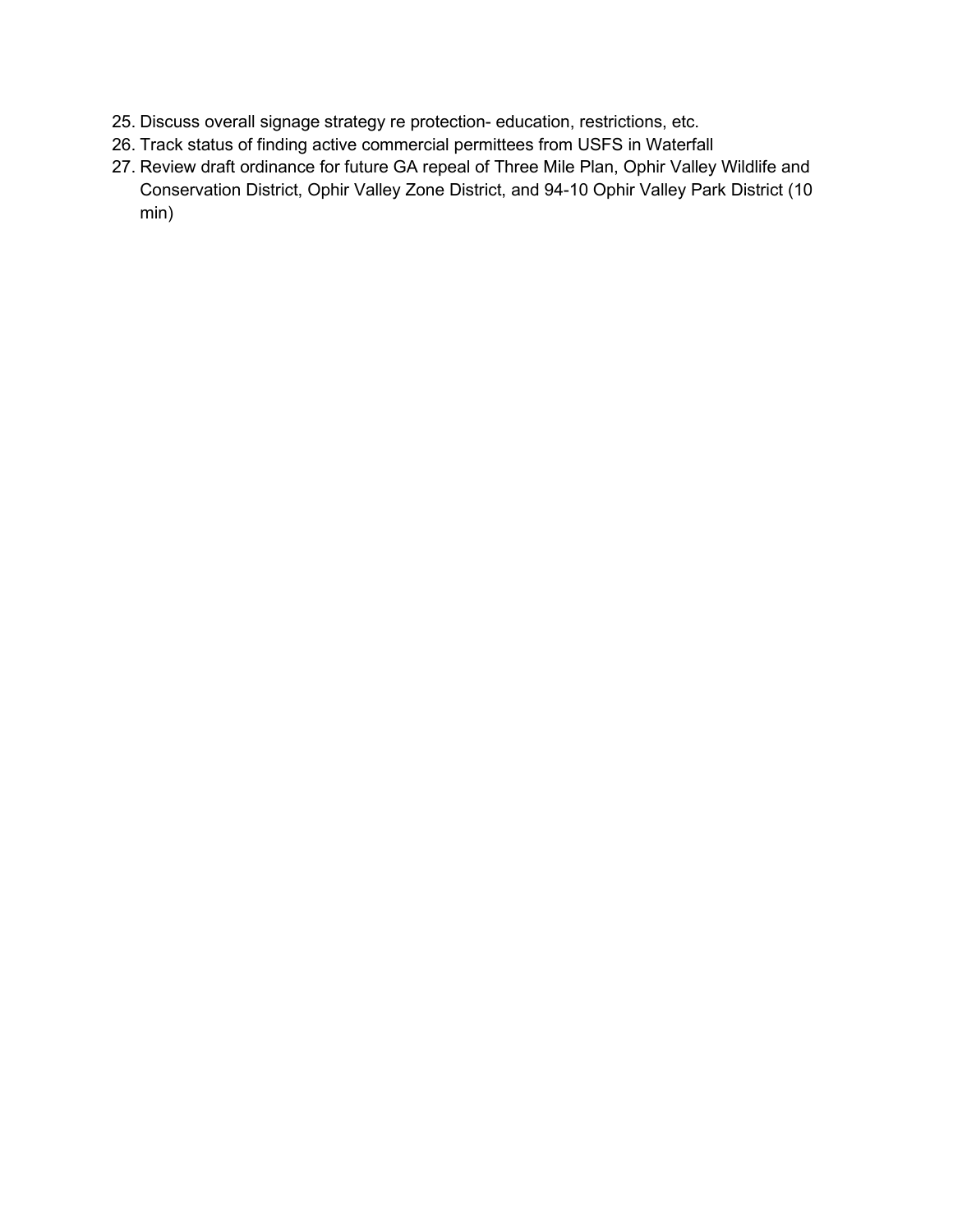25. Discuss overall signage strategy re protection- education, restrictions, etc.
26. Track status of finding active commercial permittees from USFS in Waterfall
27. Review draft ordinance for future GA repeal of Three Mile Plan, Ophir Valley Wildlife and Conservation District, Ophir Valley Zone District, and 94-10 Ophir Valley Park District (10 min)